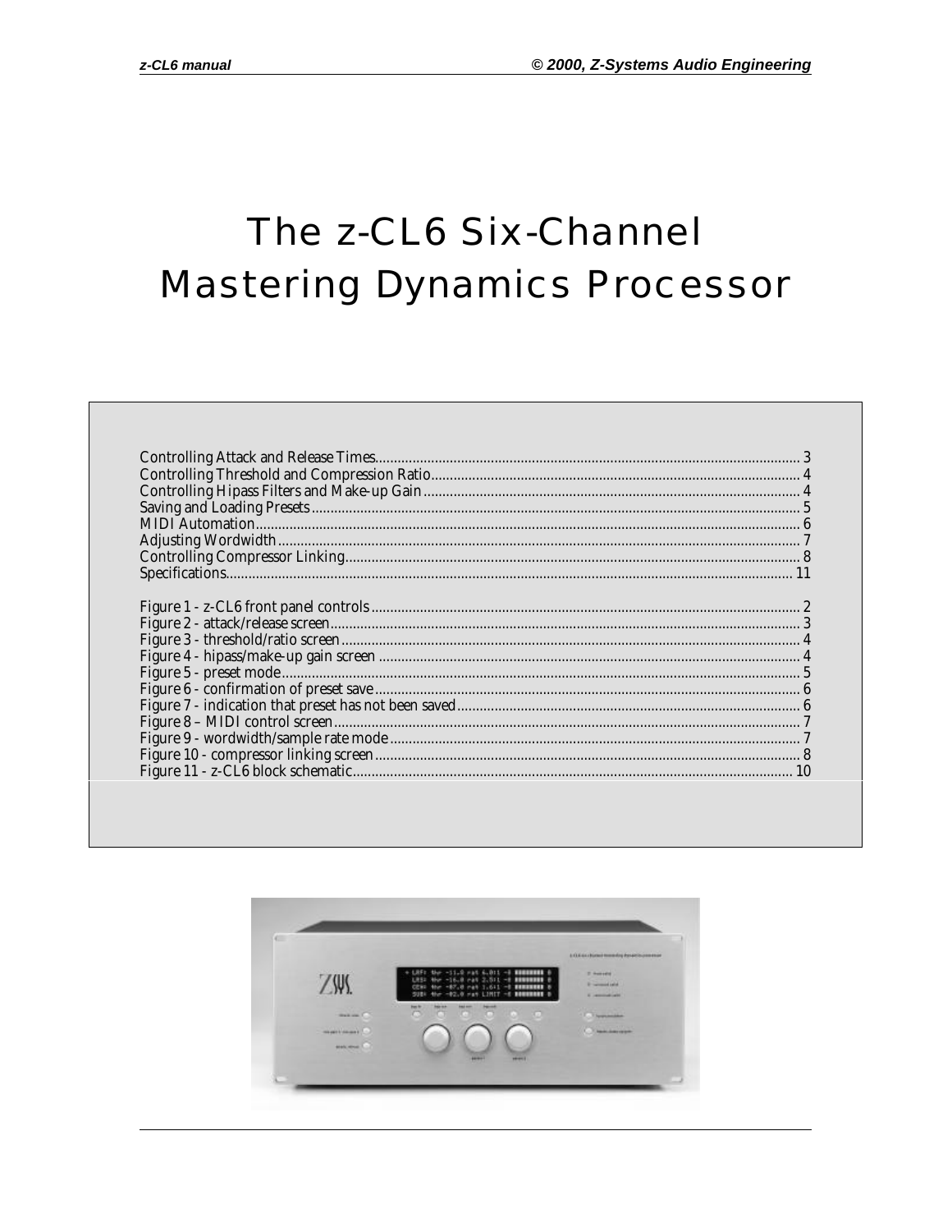# The z-CL6 Six-Channel Mastering Dynamics Processor

Controlling Attack and Release Times........................................................................ 3
Controlling Threshold and Compression Ratio........................................................................ 4
Controlling Hipass Filters and Make-up Gain........................................................................ 4
Saving and Loading Presets........................................................................ 5
MIDI Automation........................................................................ 6
Adjusting Wordwidth........................................................................ 7
Controlling Compressor Linking........................................................................ 8
Specifications........................................................................ 11

Figure 1 - z-CL6 front panel controls........................................................................ 2
Figure 2 - attack/release screen........................................................................ 3
Figure 3 - threshold/ratio screen........................................................................ 4
Figure 4 - hipass/make-up gain screen........................................................................ 4
Figure 5 - preset mode........................................................................ 5
Figure 6 - confirmation of preset save........................................................................ 6
Figure 7 - indication that preset has not been saved........................................................................ 6
Figure 8 – MIDI control screen........................................................................ 7
Figure 9 - wordwidth/sample rate mode........................................................................ 7
Figure 10 - compressor linking screen........................................................................ 8
Figure 11 - z-CL6 block schematic........................................................................ 10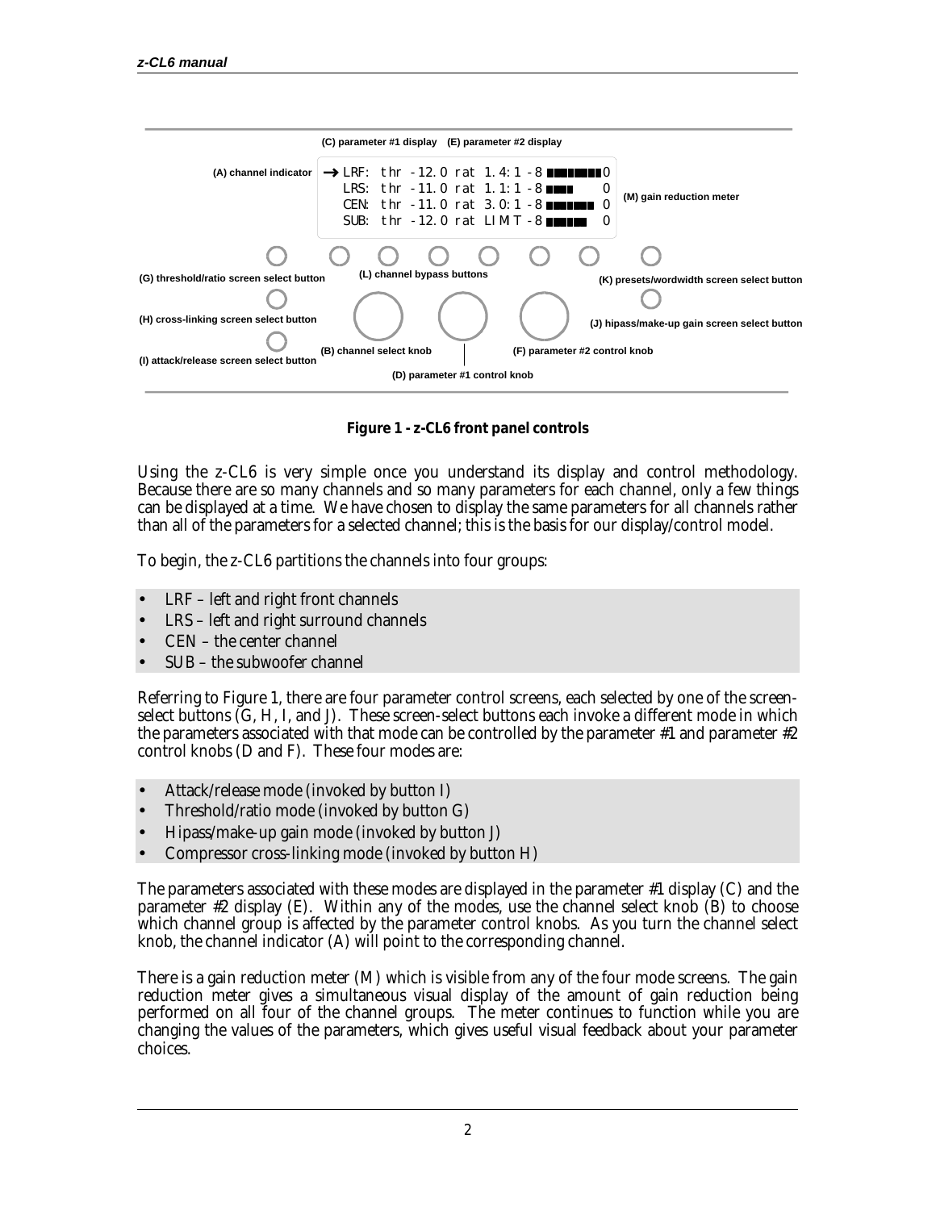(C) parameter #1 display (E) parameter #2 display

(A) channel indicator

```
→ LRF: thr -12.0 rat 1.4:1 -8 ■■■■■■■0
  LRS: thr -11.0 rat 1.1:1 -8 ■■■    0
  CEN: thr -11.0 rat 3.0:1 -8 ■■■■■■ 0
  SUB: thr -12.0 rat LIMIT -8 ■■■■■  0
```

(M) gain reduction meter

(G) threshold/ratio screen select button

(L) channel bypass buttons

(K) presets/wordwidth screen select button

(H) cross-linking screen select button

(J) hipass/make-up gain screen select button

(I) attack/release screen select button

(B) channel select knob

(F) parameter #2 control knob

(D) parameter #1 control knob

**Figure 1 - z-CL6 front panel controls**

Using the z-CL6 is very simple once you understand its display and control methodology. Because there are so many channels and so many parameters for each channel, only a few things can be displayed at a time. We have chosen to display the same parameters for all channels rather than all of the parameters for a selected channel; this is the basis for our display/control model.

To begin, the z-CL6 partitions the channels into four groups:

- LRF – left and right front channels
- LRS – left and right surround channels
- CEN – the center channel
- SUB – the subwoofer channel

Referring to Figure 1, there are four parameter control screens, each selected by one of the screen-select buttons (G, H, I, and J). These screen-select buttons each invoke a different mode in which the parameters associated with that mode can be controlled by the parameter #1 and parameter #2 control knobs (D and F). These four modes are:

- Attack/release mode (invoked by button I)
- Threshold/ratio mode (invoked by button G)
- Hipass/make-up gain mode (invoked by button J)
- Compressor cross-linking mode (invoked by button H)

The parameters associated with these modes are displayed in the parameter #1 display (C) and the parameter #2 display (E). Within any of the modes, use the channel select knob (B) to choose which channel group is affected by the parameter control knobs. As you turn the channel select knob, the channel indicator (A) will point to the corresponding channel.

There is a gain reduction meter (M) which is visible from any of the four mode screens. The gain reduction meter gives a simultaneous visual display of the amount of gain reduction being performed on all four of the channel groups. The meter continues to function while you are changing the values of the parameters, which gives useful visual feedback about your parameter choices.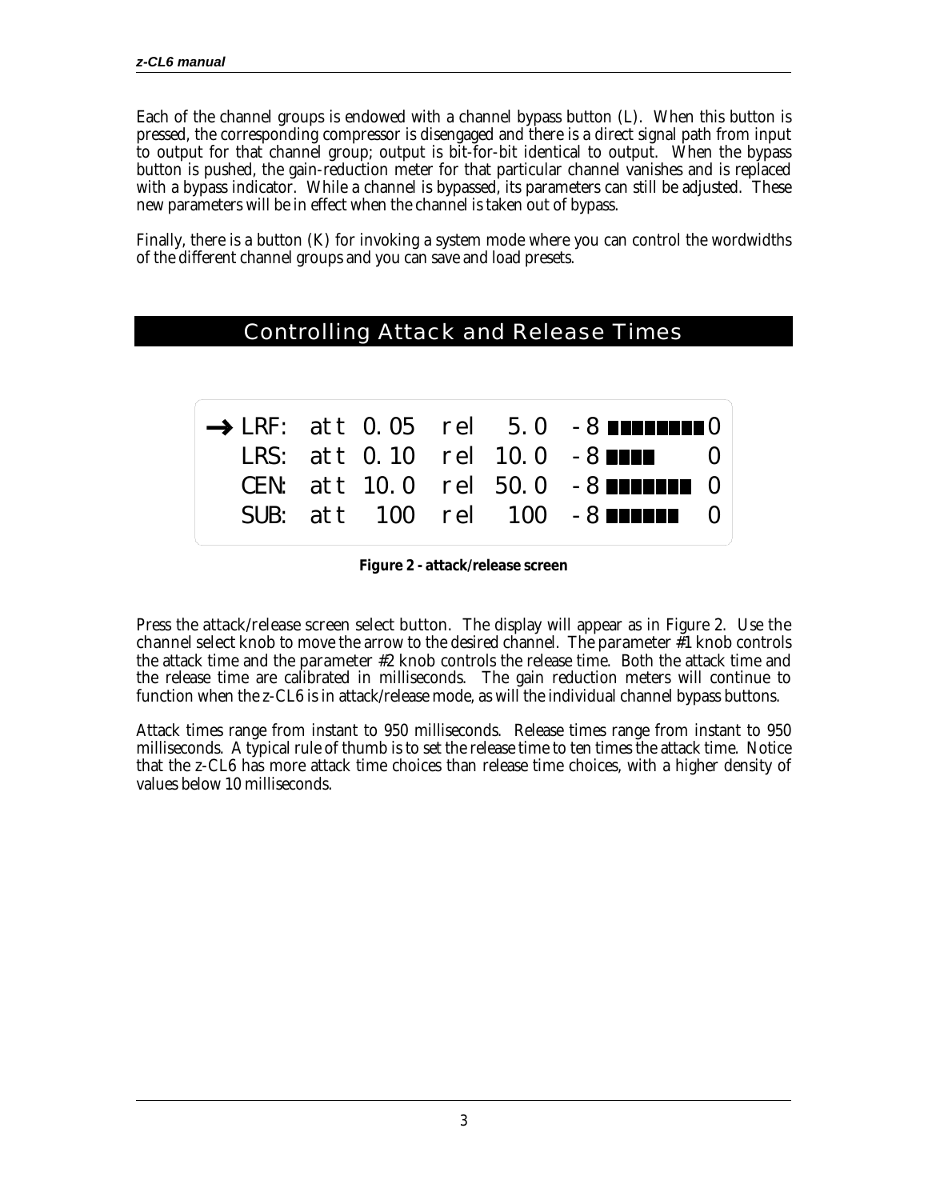Each of the channel groups is endowed with a channel bypass button (L). When this button is pressed, the corresponding compressor is disengaged and there is a direct signal path from input to output for that channel group; output is bit-for-bit identical to output. When the bypass button is pushed, the gain-reduction meter for that particular channel vanishes and is replaced with a bypass indicator. While a channel is bypassed, its parameters can still be adjusted. These new parameters will be in effect when the channel is taken out of bypass.

Finally, there is a button (K) for invoking a system mode where you can control the wordwidths of the different channel groups and you can save and load presets.

## Controlling Attack and Release Times

```
→ LRF:  att 0.05  rel   5.0  -8 ████████0
  LRS:  att 0.10  rel  10.0  -8 ████    0
  CEN:  att 10.0  rel  50.0  -8 ███████ 0
  SUB:  att  100  rel   100  -8 ██████  0
```

**Figure 2 - attack/release screen**

Press the attack/release screen select button. The display will appear as in Figure 2. Use the channel select knob to move the arrow to the desired channel. The parameter #1 knob controls the attack time and the parameter #2 knob controls the release time. Both the attack time and the release time are calibrated in milliseconds. The gain reduction meters will continue to function when the z-CL6 is in attack/release mode, as will the individual channel bypass buttons.

Attack times range from instant to 950 milliseconds. Release times range from instant to 950 milliseconds. A typical rule of thumb is to set the release time to ten times the attack time. Notice that the z-CL6 has more attack time choices than release time choices, with a higher density of values below 10 milliseconds.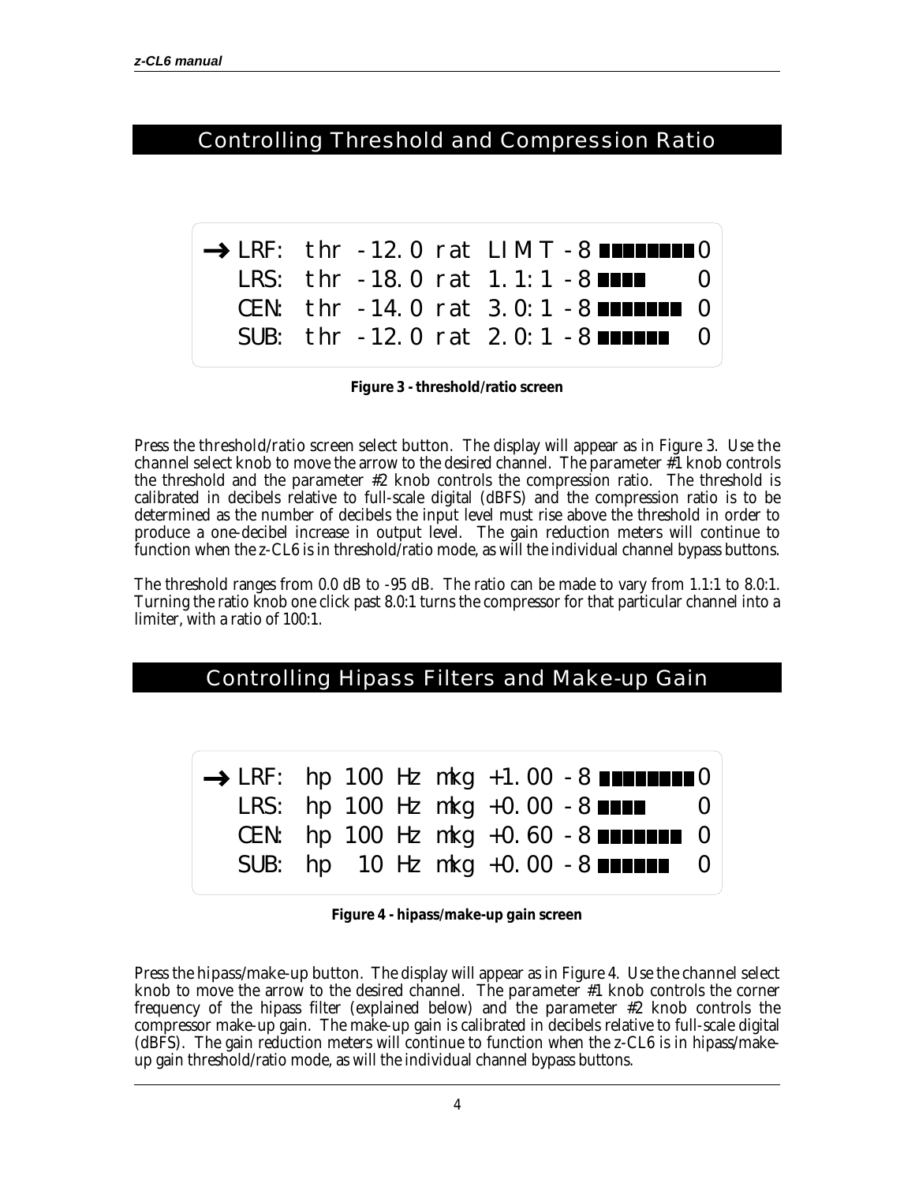## Controlling Threshold and Compression Ratio

```
→ LRF:  thr -12.0 rat LIMT -8 ████████0
  LRS:  thr -18.0 rat 1.1:1 -8 ████    0
  CEN:  thr -14.0 rat 3.0:1 -8 ███████ 0
  SUB:  thr -12.0 rat 2.0:1 -8 ██████  0
```

**Figure 3 - threshold/ratio screen**

Press the threshold/ratio screen select button. The display will appear as in Figure 3. Use the channel select knob to move the arrow to the desired channel. The parameter #1 knob controls the threshold and the parameter #2 knob controls the compression ratio. The threshold is calibrated in decibels relative to full-scale digital (dBFS) and the compression ratio is to be determined as the number of decibels the input level must rise above the threshold in order to produce a one-decibel increase in output level. The gain reduction meters will continue to function when the z-CL6 is in threshold/ratio mode, as will the individual channel bypass buttons.

The threshold ranges from 0.0 dB to -95 dB. The ratio can be made to vary from 1.1:1 to 8.0:1. Turning the ratio knob one click past 8.0:1 turns the compressor for that particular channel into a limiter, with a ratio of 100:1.

## Controlling Hipass Filters and Make-up Gain

```
→ LRF:  hp 100 Hz mkg +1.00 -8 ████████0
  LRS:  hp 100 Hz mkg +0.00 -8 ████    0
  CEN:  hp 100 Hz mkg +0.60 -8 ███████ 0
  SUB:  hp  10 Hz mkg +0.00 -8 ██████  0
```

**Figure 4 - hipass/make-up gain screen**

Press the hipass/make-up button. The display will appear as in Figure 4. Use the channel select knob to move the arrow to the desired channel. The parameter #1 knob controls the corner frequency of the hipass filter (explained below) and the parameter #2 knob controls the compressor make-up gain. The make-up gain is calibrated in decibels relative to full-scale digital (dBFS). The gain reduction meters will continue to function when the z-CL6 is in hipass/make-up gain threshold/ratio mode, as will the individual channel bypass buttons.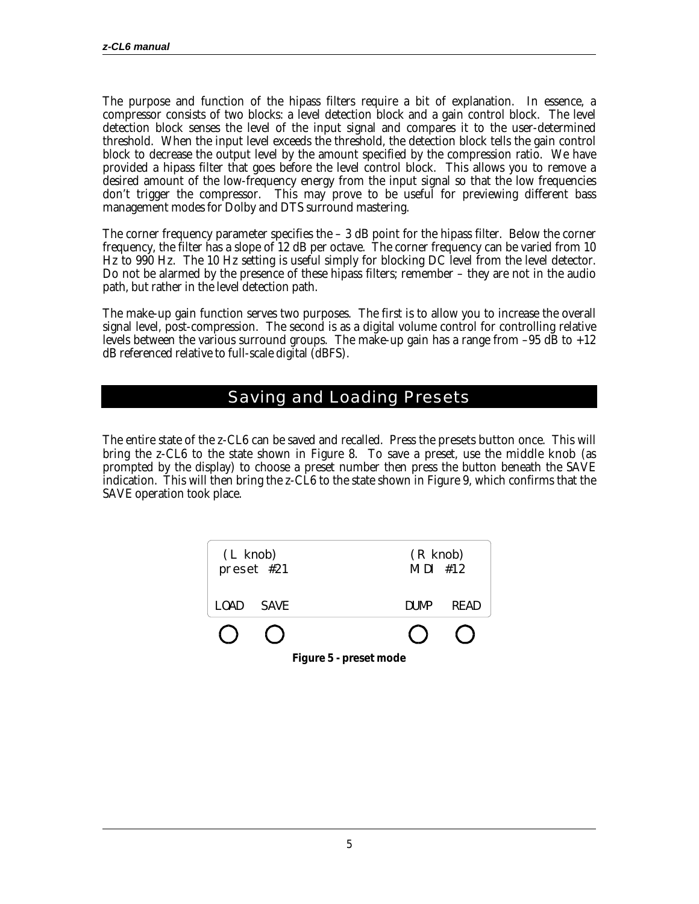The purpose and function of the hipass filters require a bit of explanation. In essence, a compressor consists of two blocks: a level detection block and a gain control block. The level detection block senses the level of the input signal and compares it to the user-determined threshold. When the input level exceeds the threshold, the detection block tells the gain control block to decrease the output level by the amount specified by the compression ratio. We have provided a hipass filter that goes before the level control block. This allows you to remove a desired amount of the low-frequency energy from the input signal so that the low frequencies don't trigger the compressor. This may prove to be useful for previewing different bass management modes for Dolby and DTS surround mastering.

The corner frequency parameter specifies the – 3 dB point for the hipass filter. Below the corner frequency, the filter has a slope of 12 dB per octave. The corner frequency can be varied from 10 Hz to 990 Hz. The 10 Hz setting is useful simply for blocking DC level from the level detector. Do not be alarmed by the presence of these hipass filters; remember – they are not in the audio path, but rather in the level detection path.

The make-up gain function serves two purposes. The first is to allow you to increase the overall signal level, post-compression. The second is as a digital volume control for controlling relative levels between the various surround groups. The make-up gain has a range from –95 dB to +12 dB referenced relative to full-scale digital (dBFS).

## Saving and Loading Presets

The entire state of the z-CL6 can be saved and recalled. Press the presets button once. This will bring the z-CL6 to the state shown in Figure 8. To save a preset, use the middle knob (as prompted by the display) to choose a preset number then press the button beneath the SAVE indication. This will then bring the z-CL6 to the state shown in Figure 9, which confirms that the SAVE operation took place.

```
 (L knob)                     (R knob)
 preset #21                   MIDI #12

LOAD  SAVE                   DUMP  READ
```

**Figure 5 - preset mode**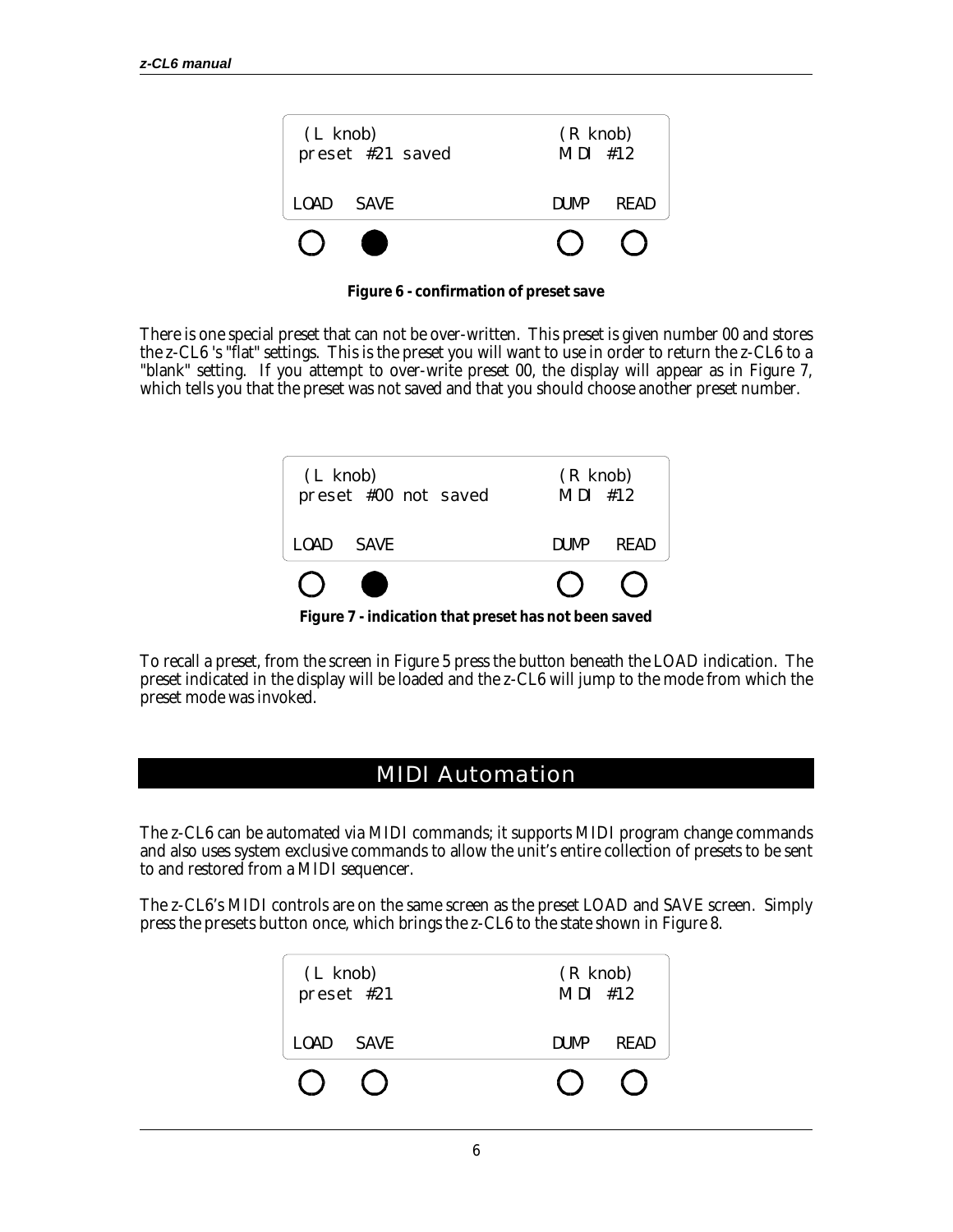```
 (L knob)                        (R knob)
 preset #21 saved                MIDI #12

LOAD   SAVE                      DUMP   READ
```

**Figure 6 - confirmation of preset save**

There is one special preset that can not be over-written. This preset is given number 00 and stores the z-CL6 's "flat" settings. This is the preset you will want to use in order to return the z-CL6 to a "blank" setting. If you attempt to over-write preset 00, the display will appear as in Figure 7, which tells you that the preset was not saved and that you should choose another preset number.

```
 (L knob)                        (R knob)
 preset #00 not saved            MIDI #12

LOAD   SAVE                      DUMP   READ
```

**Figure 7 - indication that preset has not been saved**

To recall a preset, from the screen in Figure 5 press the button beneath the LOAD indication. The preset indicated in the display will be loaded and the z-CL6 will jump to the mode from which the preset mode was invoked.

## MIDI Automation

The z-CL6 can be automated via MIDI commands; it supports MIDI program change commands and also uses system exclusive commands to allow the unit's entire collection of presets to be sent to and restored from a MIDI sequencer.

The z-CL6's MIDI controls are on the same screen as the preset LOAD and SAVE screen. Simply press the presets button once, which brings the z-CL6 to the state shown in Figure 8.

```
 (L knob)                        (R knob)
 preset #21                      MIDI #12

LOAD   SAVE                      DUMP   READ
```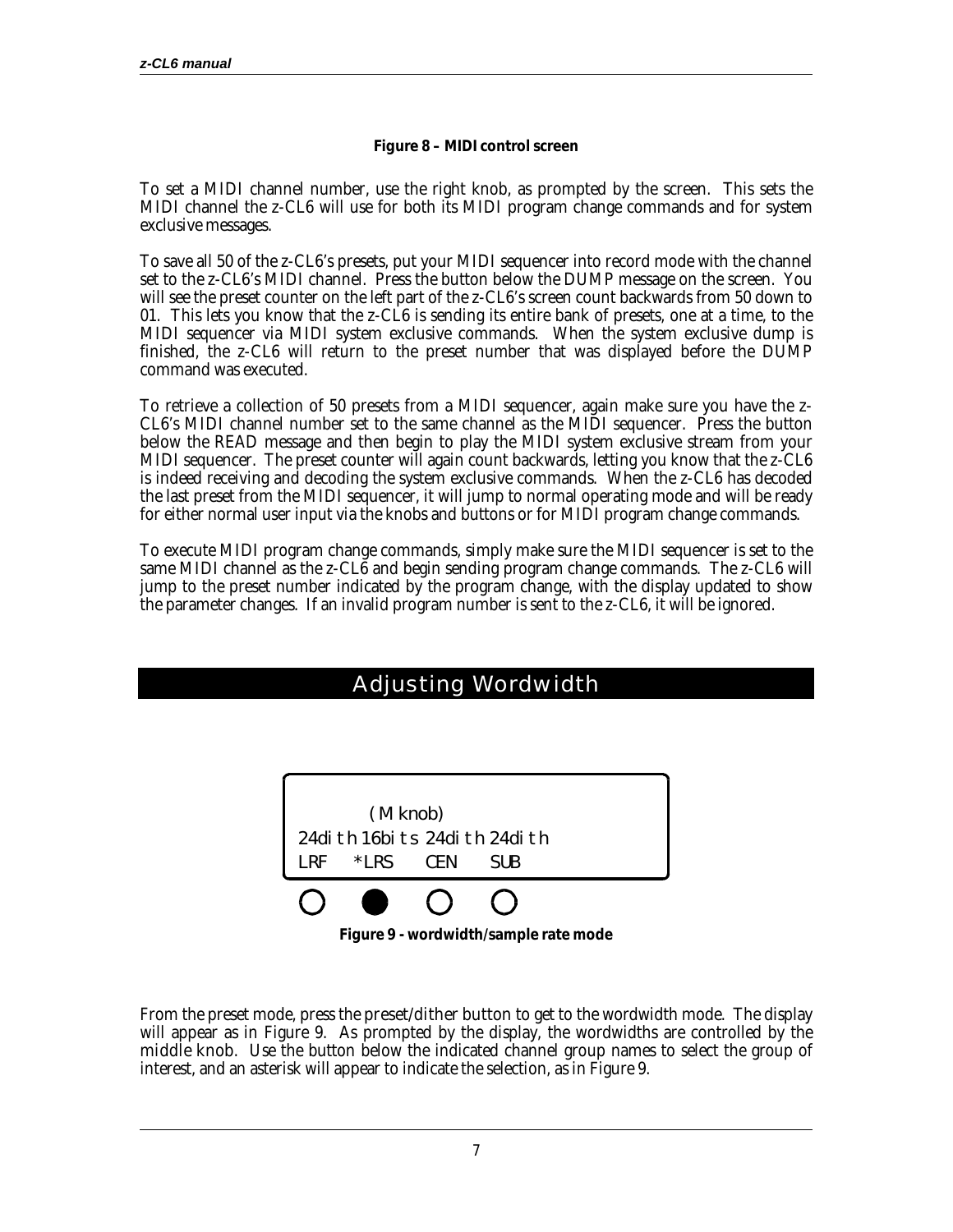**Figure 8 – MIDI control screen**

To set a MIDI channel number, use the right knob, as prompted by the screen. This sets the MIDI channel the z-CL6 will use for both its MIDI program change commands and for system exclusive messages.

To save all 50 of the z-CL6's presets, put your MIDI sequencer into record mode with the channel set to the z-CL6's MIDI channel. Press the button below the DUMP message on the screen. You will see the preset counter on the left part of the z-CL6's screen count backwards from 50 down to 01. This lets you know that the z-CL6 is sending its entire bank of presets, one at a time, to the MIDI sequencer via MIDI system exclusive commands. When the system exclusive dump is finished, the z-CL6 will return to the preset number that was displayed before the DUMP command was executed.

To retrieve a collection of 50 presets from a MIDI sequencer, again make sure you have the z-CL6's MIDI channel number set to the same channel as the MIDI sequencer. Press the button below the READ message and then begin to play the MIDI system exclusive stream from your MIDI sequencer. The preset counter will again count backwards, letting you know that the z-CL6 is indeed receiving and decoding the system exclusive commands. When the z-CL6 has decoded the last preset from the MIDI sequencer, it will jump to normal operating mode and will be ready for either normal user input via the knobs and buttons or for MIDI program change commands.

To execute MIDI program change commands, simply make sure the MIDI sequencer is set to the same MIDI channel as the z-CL6 and begin sending program change commands. The z-CL6 will jump to the preset number indicated by the program change, with the display updated to show the parameter changes. If an invalid program number is sent to the z-CL6, it will be ignored.

# Adjusting Wordwidth

```
         (M knob)
24dith 16bits 24dith 24dith
LRF   *LRS    CEN    SUB
```

**Figure 9 - wordwidth/sample rate mode**

From the preset mode, press the preset/dither button to get to the wordwidth mode. The display will appear as in Figure 9. As prompted by the display, the wordwidths are controlled by the middle knob. Use the button below the indicated channel group names to select the group of interest, and an asterisk will appear to indicate the selection, as in Figure 9.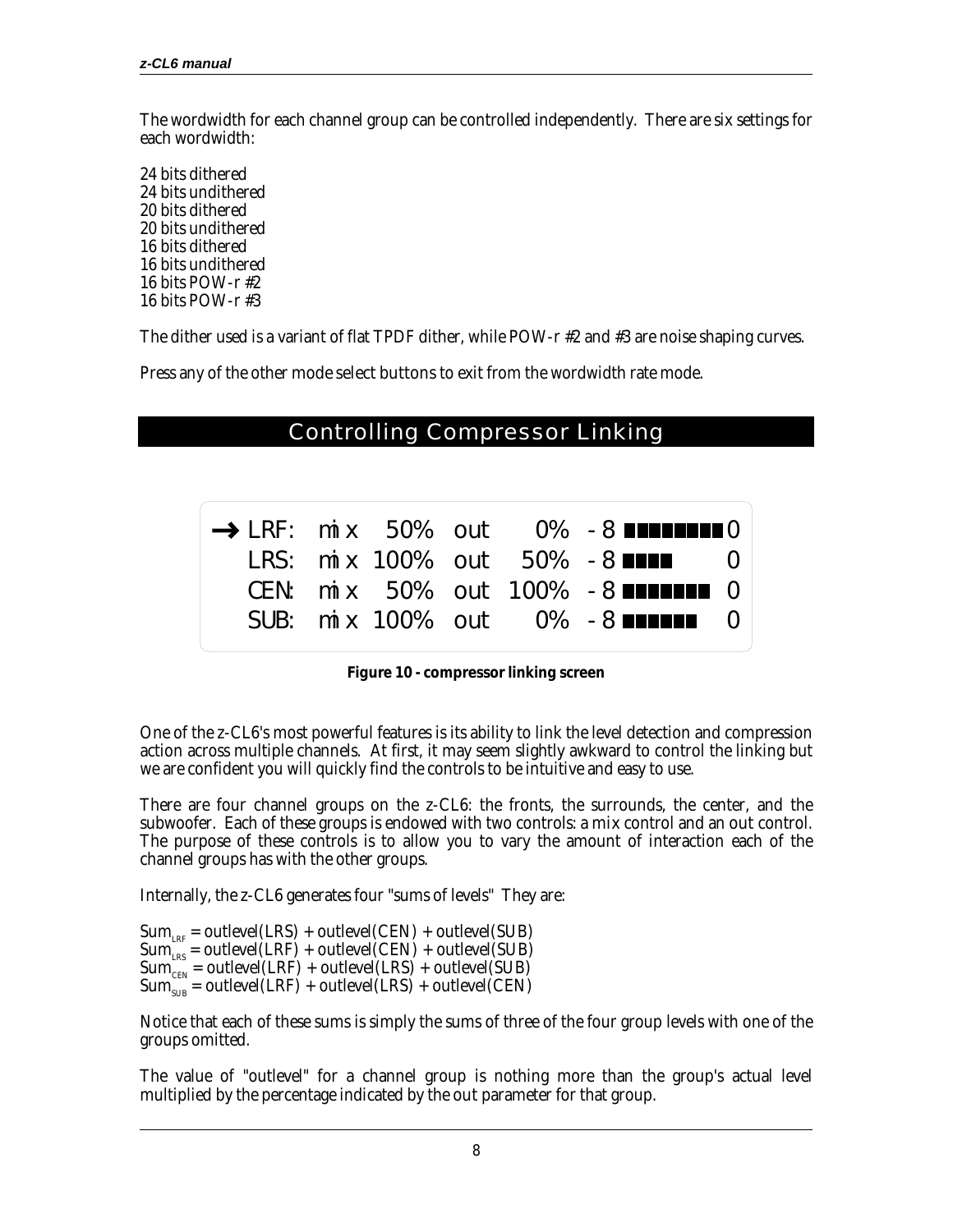The wordwidth for each channel group can be controlled independently. There are six settings for each wordwidth:

24 bits dithered
24 bits undithered
20 bits dithered
20 bits undithered
16 bits dithered
16 bits undithered
16 bits POW-r #2
16 bits POW-r #3

The dither used is a variant of flat TPDF dither, while POW-r #2 and #3 are noise shaping curves.

Press any of the other mode select buttons to exit from the wordwidth rate mode.

## Controlling Compressor Linking

```
→ LRF:  mix  50%  out    0%  -8 ■■■■■■■■■0
  LRS:  mix 100%  out   50%  -8 ■■■■     0
  CEN:  mix  50%  out  100%  -8 ■■■■■■■  0
  SUB:  mix 100%  out    0%  -8 ■■■■■■   0
```

**Figure 10 - compressor linking screen**

One of the z-CL6's most powerful features is its ability to link the level detection and compression action across multiple channels. At first, it may seem slightly awkward to control the linking but we are confident you will quickly find the controls to be intuitive and easy to use.

There are four channel groups on the z-CL6: the fronts, the surrounds, the center, and the subwoofer. Each of these groups is endowed with two controls: a mix control and an out control. The purpose of these controls is to allow you to vary the amount of interaction each of the channel groups has with the other groups.

Internally, the z-CL6 generates four "sums of levels" They are:

$Sum_{LRF}$ = outlevel(LRS) + outlevel(CEN) + outlevel(SUB)
$Sum_{LRS}$ = outlevel(LRF) + outlevel(CEN) + outlevel(SUB)
$Sum_{CEN}$ = outlevel(LRF) + outlevel(LRS) + outlevel(SUB)
$Sum_{SUB}$ = outlevel(LRF) + outlevel(LRS) + outlevel(CEN)

Notice that each of these sums is simply the sums of three of the four group levels with one of the groups omitted.

The value of "outlevel" for a channel group is nothing more than the group's actual level multiplied by the percentage indicated by the out parameter for that group.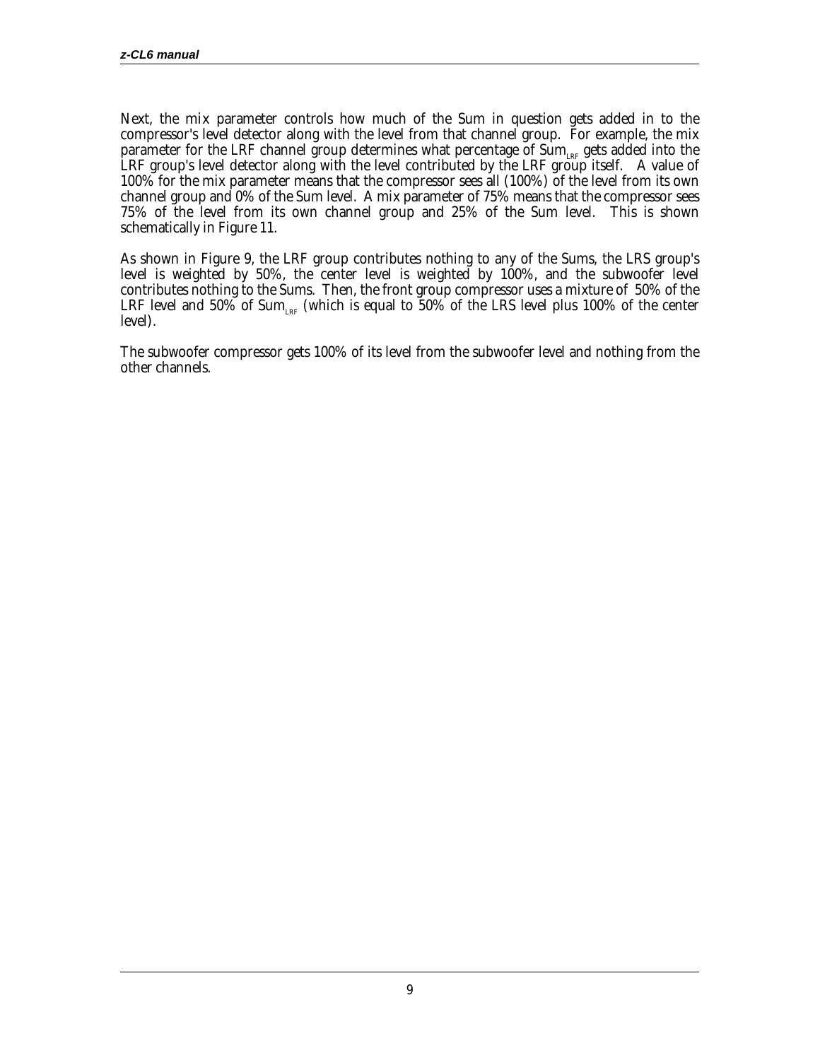Next, the mix parameter controls how much of the Sum in question gets added in to the compressor's level detector along with the level from that channel group. For example, the mix parameter for the LRF channel group determines what percentage of $Sum_{LRF}$ gets added into the LRF group's level detector along with the level contributed by the LRF group itself. A value of 100% for the mix parameter means that the compressor sees all (100%) of the level from its own channel group and 0% of the Sum level. A mix parameter of 75% means that the compressor sees 75% of the level from its own channel group and 25% of the Sum level. This is shown schematically in Figure 11.

As shown in Figure 9, the LRF group contributes nothing to any of the Sums, the LRS group's level is weighted by 50%, the center level is weighted by 100%, and the subwoofer level contributes nothing to the Sums. Then, the front group compressor uses a mixture of 50% of the LRF level and 50% of $Sum_{LRF}$ (which is equal to 50% of the LRS level plus 100% of the center level).

The subwoofer compressor gets 100% of its level from the subwoofer level and nothing from the other channels.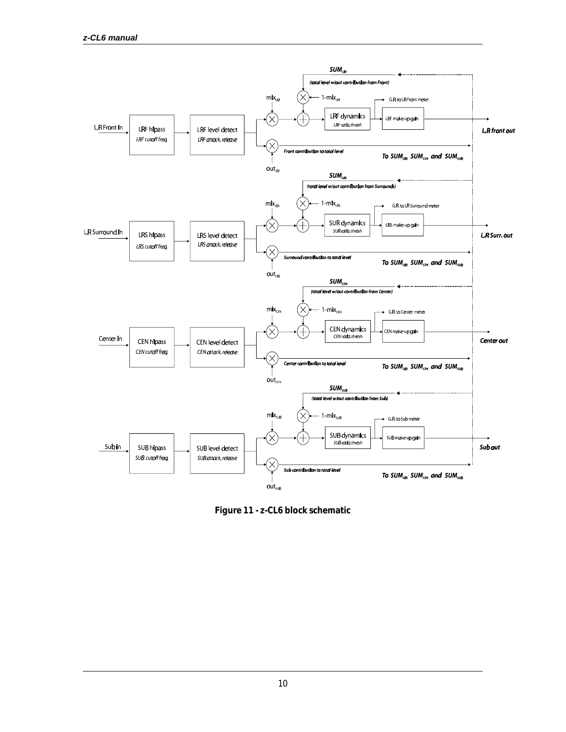Figure 11 - z-CL6 block schematic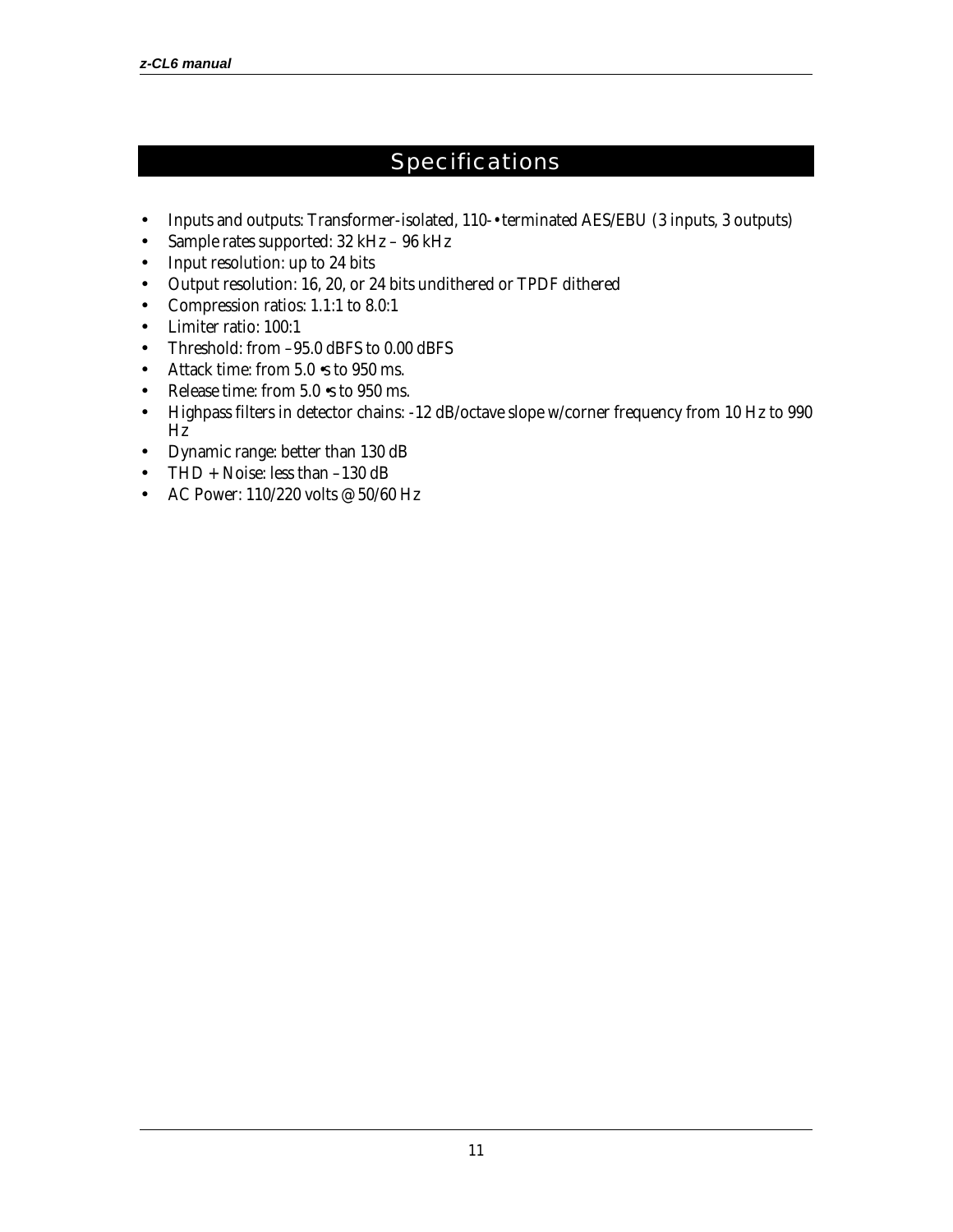# Specifications

- Inputs and outputs: Transformer-isolated, 110-• terminated AES/EBU (3 inputs, 3 outputs)
- Sample rates supported: 32 kHz – 96 kHz
- Input resolution: up to 24 bits
- Output resolution: 16, 20, or 24 bits undithered or TPDF dithered
- Compression ratios: 1.1:1 to 8.0:1
- Limiter ratio: 100:1
- Threshold: from –95.0 dBFS to 0.00 dBFS
- Attack time: from 5.0 •s to 950 ms.
- Release time: from 5.0 •s to 950 ms.
- Highpass filters in detector chains: -12 dB/octave slope w/corner frequency from 10 Hz to 990 Hz
- Dynamic range: better than 130 dB
- THD + Noise: less than –130 dB
- AC Power: 110/220 volts @ 50/60 Hz